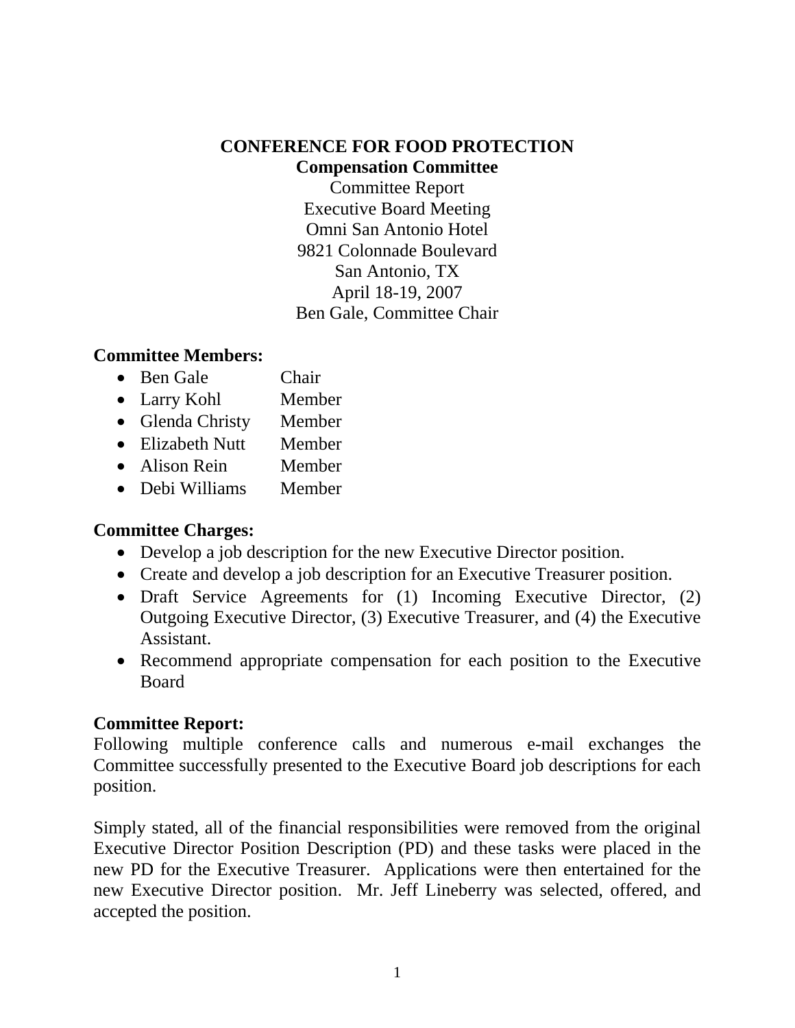# CONFERENCE FOR FOOD PROTECTION

## Compensation Committee

Committee Report
Executive Board Meeting
Omni San Antonio Hotel
9821 Colonnade Boulevard
San Antonio, TX
April 18-19, 2007
Ben Gale, Committee Chair

**Committee Members:**

- Ben Gale Chair
- Larry Kohl Member
- Glenda Christy Member
- Elizabeth Nutt Member
- Alison Rein Member
- Debi Williams Member

**Committee Charges:**

- Develop a job description for the new Executive Director position.
- Create and develop a job description for an Executive Treasurer position.
- Draft Service Agreements for (1) Incoming Executive Director, (2) Outgoing Executive Director, (3) Executive Treasurer, and (4) the Executive Assistant.
- Recommend appropriate compensation for each position to the Executive Board

**Committee Report:**

Following multiple conference calls and numerous e-mail exchanges the Committee successfully presented to the Executive Board job descriptions for each position.

Simply stated, all of the financial responsibilities were removed from the original Executive Director Position Description (PD) and these tasks were placed in the new PD for the Executive Treasurer. Applications were then entertained for the new Executive Director position. Mr. Jeff Lineberry was selected, offered, and accepted the position.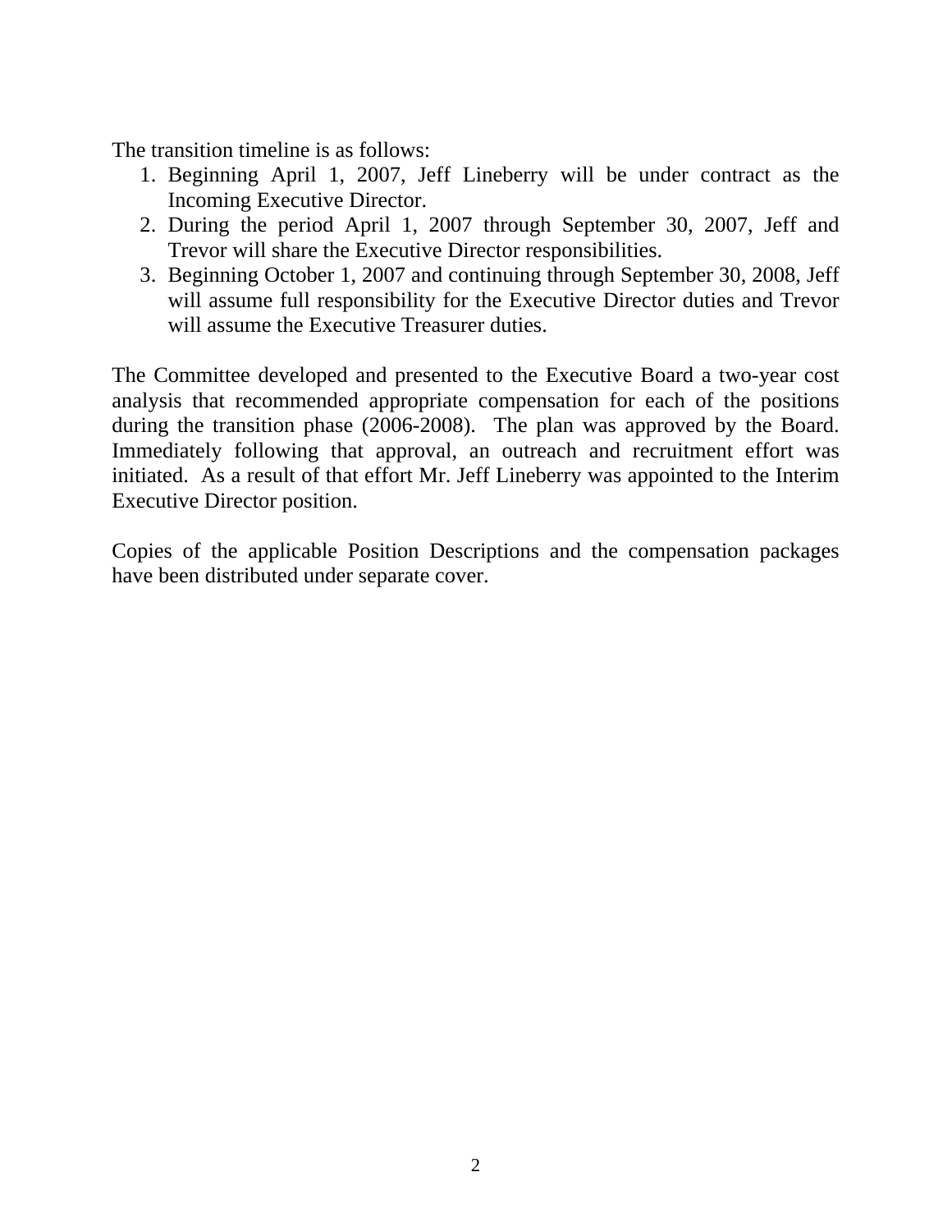The transition timeline is as follows:

1. Beginning April 1, 2007, Jeff Lineberry will be under contract as the Incoming Executive Director.
2. During the period April 1, 2007 through September 30, 2007, Jeff and Trevor will share the Executive Director responsibilities.
3. Beginning October 1, 2007 and continuing through September 30, 2008, Jeff will assume full responsibility for the Executive Director duties and Trevor will assume the Executive Treasurer duties.

The Committee developed and presented to the Executive Board a two-year cost analysis that recommended appropriate compensation for each of the positions during the transition phase (2006-2008). The plan was approved by the Board. Immediately following that approval, an outreach and recruitment effort was initiated. As a result of that effort Mr. Jeff Lineberry was appointed to the Interim Executive Director position.

Copies of the applicable Position Descriptions and the compensation packages have been distributed under separate cover.